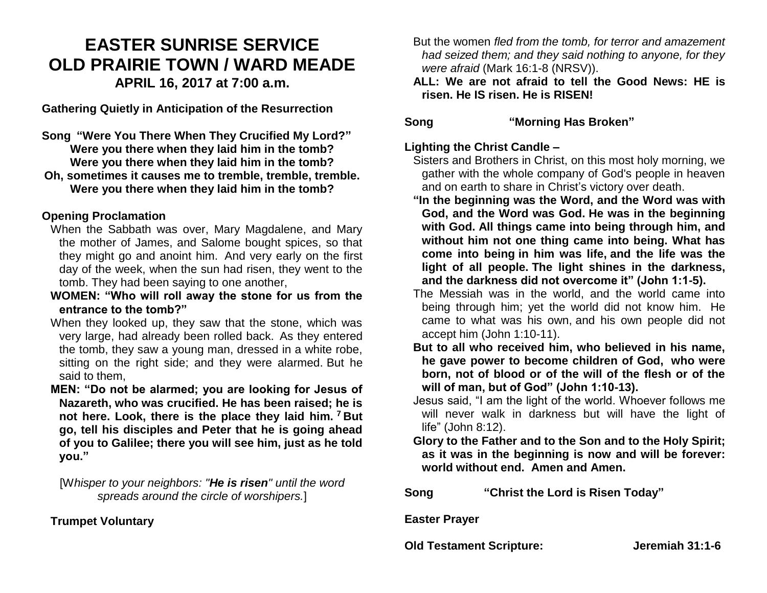# EASTER SUNRISE SERVICE
# OLD PRAIRIE TOWN / WARD MEADE
### APRIL 16, 2017 at 7:00 a.m.

**Gathering Quietly in Anticipation of the Resurrection**

**Song "Were You There When They Crucified My Lord?"**

**Were you there when they laid him in the tomb?**
**Were you there when they laid him in the tomb?**
**Oh, sometimes it causes me to tremble, tremble, tremble.**
**Were you there when they laid him in the tomb?**

**Opening Proclamation**

When the Sabbath was over, Mary Magdalene, and Mary the mother of James, and Salome bought spices, so that they might go and anoint him. And very early on the first day of the week, when the sun had risen, they went to the tomb. They had been saying to one another,

**WOMEN: "Who will roll away the stone for us from the entrance to the tomb?"**

When they looked up, they saw that the stone, which was very large, had already been rolled back. As they entered the tomb, they saw a young man, dressed in a white robe, sitting on the right side; and they were alarmed. But he said to them,

**MEN: "Do not be alarmed; you are looking for Jesus of Nazareth, who was crucified. He has been raised; he is not here. Look, there is the place they laid him. [7] But go, tell his disciples and Peter that he is going ahead of you to Galilee; there you will see him, just as he told you."**

[W*hisper to your neighbors: "**He is risen**" until the word spreads around the circle of worshipers.*]

**Trumpet Voluntary**

But the women *fled from the tomb, for terror and amazement had seized them; and they said nothing to anyone, for they were afraid* (Mark 16:1-8 (NRSV)).

**ALL: We are not afraid to tell the Good News: HE is risen. He IS risen. He is RISEN!**

**Song "Morning Has Broken"**

**Lighting the Christ Candle –**

Sisters and Brothers in Christ, on this most holy morning, we gather with the whole company of God's people in heaven and on earth to share in Christ's victory over death.

**"In the beginning was the Word, and the Word was with God, and the Word was God. He was in the beginning with God. All things came into being through him, and without him not one thing came into being. What has come into being in him was life, and the life was the light of all people. The light shines in the darkness, and the darkness did not overcome it" (John 1:1-5).**

The Messiah was in the world, and the world came into being through him; yet the world did not know him. He came to what was his own, and his own people did not accept him (John 1:10-11).

**But to all who received him, who believed in his name, he gave power to become children of God, who were born, not of blood or of the will of the flesh or of the will of man, but of God" (John 1:10-13).**

Jesus said, "I am the light of the world. Whoever follows me will never walk in darkness but will have the light of life" (John 8:12).

**Glory to the Father and to the Son and to the Holy Spirit; as it was in the beginning is now and will be forever: world without end. Amen and Amen.**

**Song "Christ the Lord is Risen Today"**

**Easter Prayer**

**Old Testament Scripture: Jeremiah 31:1-6**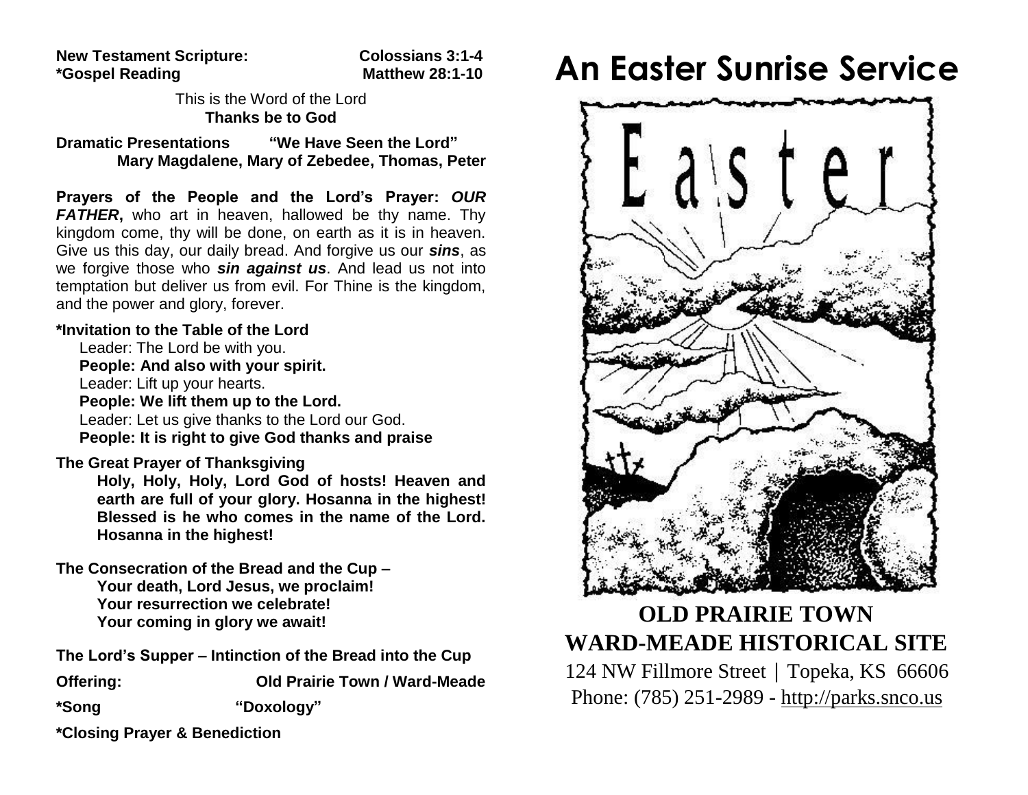**New Testament Scripture:** **Colossians 3:1-4**
**\*Gospel Reading** **Matthew 28:1-10**

This is the Word of the Lord
**Thanks be to God**

**Dramatic Presentations** **"We Have Seen the Lord"**
**Mary Magdalene, Mary of Zebedee, Thomas, Peter**

**Prayers of the People and the Lord's Prayer:** ***OUR FATHER*****,** who art in heaven, hallowed be thy name. Thy kingdom come, thy will be done, on earth as it is in heaven. Give us this day, our daily bread. And forgive us our ***sins***, as we forgive those who ***sin against us***. And lead us not into temptation but deliver us from evil. For Thine is the kingdom, and the power and glory, forever.

**\*Invitation to the Table of the Lord**

Leader: The Lord be with you.
**People: And also with your spirit.**
Leader: Lift up your hearts.
**People: We lift them up to the Lord.**
Leader: Let us give thanks to the Lord our God.
**People: It is right to give God thanks and praise**

**The Great Prayer of Thanksgiving**

**Holy, Holy, Holy, Lord God of hosts! Heaven and earth are full of your glory. Hosanna in the highest! Blessed is he who comes in the name of the Lord. Hosanna in the highest!**

**The Consecration of the Bread and the Cup –**

**Your death, Lord Jesus, we proclaim!**
**Your resurrection we celebrate!**
**Your coming in glory we await!**

**The Lord's Supper – Intinction of the Bread into the Cup**

**Offering:** **Old Prairie Town / Ward-Meade**

**\*Song** **"Doxology"**

**\*Closing Prayer & Benediction**

# An Easter Sunrise Service

Easter

## OLD PRAIRIE TOWN
## WARD-MEADE HISTORICAL SITE

124 NW Fillmore Street | Topeka, KS 66606
Phone: (785) 251-2989 - http://parks.snco.us